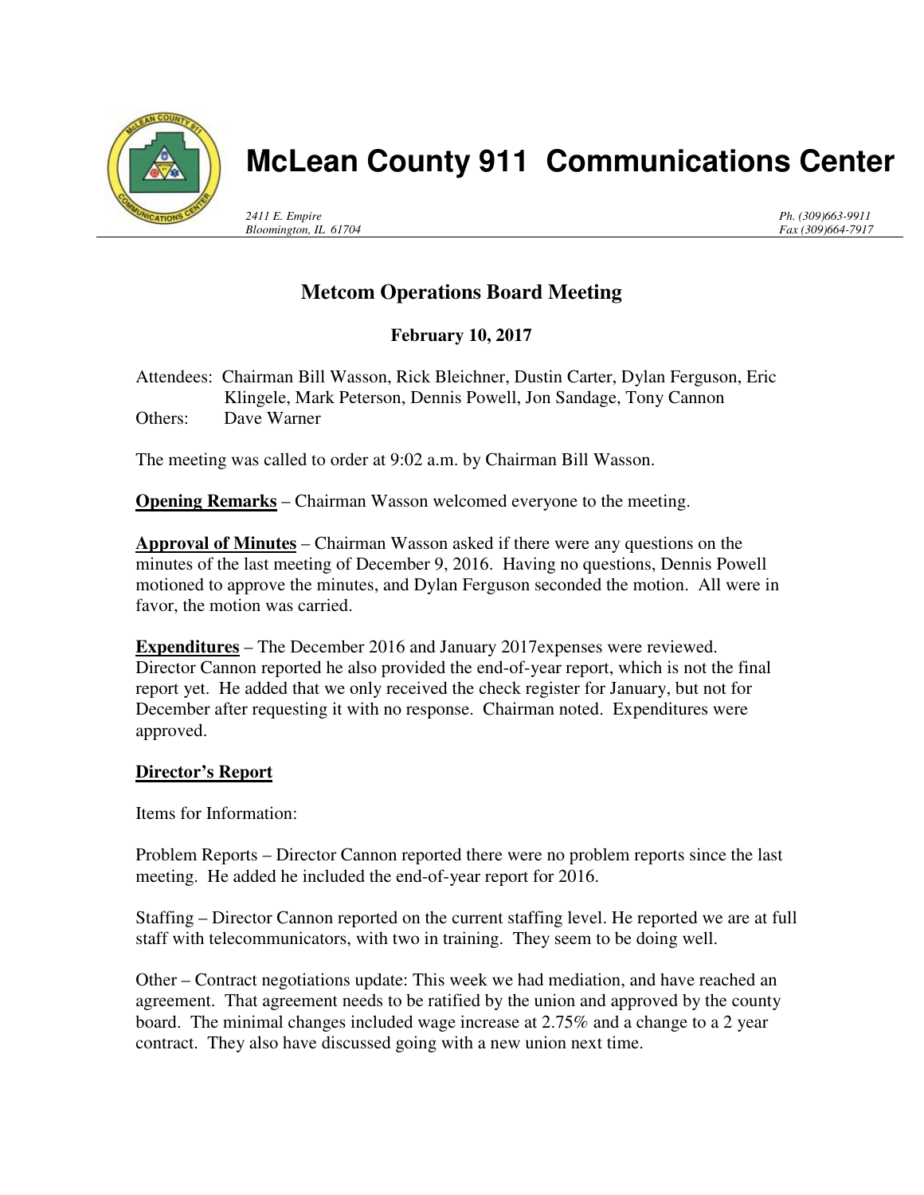# McLean County 911 Communications Center

*2411 E. Empire*
*Bloomington, IL 61704*

*Ph. (309)663-9911*
*Fax (309)664-7917*

## Metcom Operations Board Meeting

**February 10, 2017**

Attendees: Chairman Bill Wasson, Rick Bleichner, Dustin Carter, Dylan Ferguson, Eric Klingele, Mark Peterson, Dennis Powell, Jon Sandage, Tony Cannon
Others: Dave Warner

The meeting was called to order at 9:02 a.m. by Chairman Bill Wasson.

**Opening Remarks** – Chairman Wasson welcomed everyone to the meeting.

**Approval of Minutes** – Chairman Wasson asked if there were any questions on the minutes of the last meeting of December 9, 2016. Having no questions, Dennis Powell motioned to approve the minutes, and Dylan Ferguson seconded the motion. All were in favor, the motion was carried.

**Expenditures** – The December 2016 and January 2017expenses were reviewed. Director Cannon reported he also provided the end-of-year report, which is not the final report yet. He added that we only received the check register for January, but not for December after requesting it with no response. Chairman noted. Expenditures were approved.

**Director's Report**

Items for Information:

Problem Reports – Director Cannon reported there were no problem reports since the last meeting. He added he included the end-of-year report for 2016.

Staffing – Director Cannon reported on the current staffing level. He reported we are at full staff with telecommunicators, with two in training. They seem to be doing well.

Other – Contract negotiations update: This week we had mediation, and have reached an agreement. That agreement needs to be ratified by the union and approved by the county board. The minimal changes included wage increase at 2.75% and a change to a 2 year contract. They also have discussed going with a new union next time.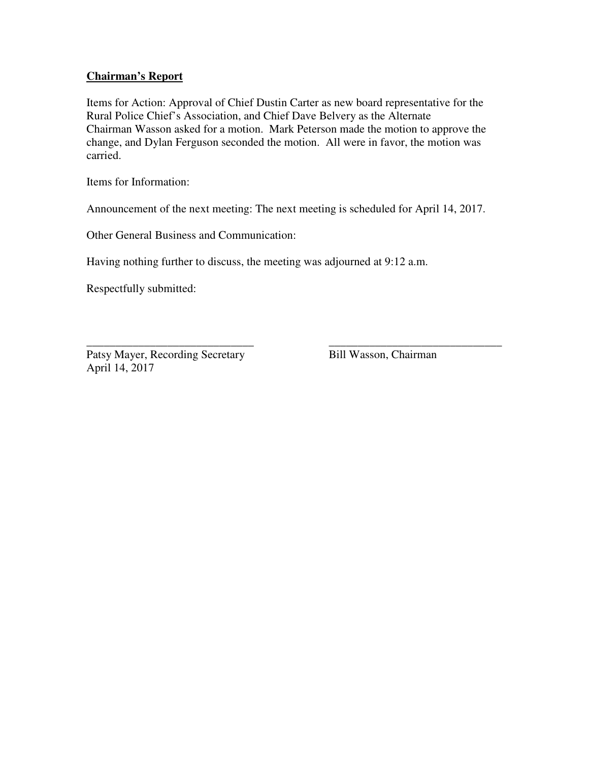**Chairman's Report**

Items for Action: Approval of Chief Dustin Carter as new board representative for the Rural Police Chief's Association, and Chief Dave Belvery as the Alternate
Chairman Wasson asked for a motion. Mark Peterson made the motion to approve the change, and Dylan Ferguson seconded the motion. All were in favor, the motion was carried.

Items for Information:

Announcement of the next meeting: The next meeting is scheduled for April 14, 2017.

Other General Business and Communication:

Having nothing further to discuss, the meeting was adjourned at 9:12 a.m.

Respectfully submitted:

| | |
|---|---|
| ______________________________ | ______________________________ |
| Patsy Mayer, Recording Secretary | Bill Wasson, Chairman |
| April 14, 2017 | |